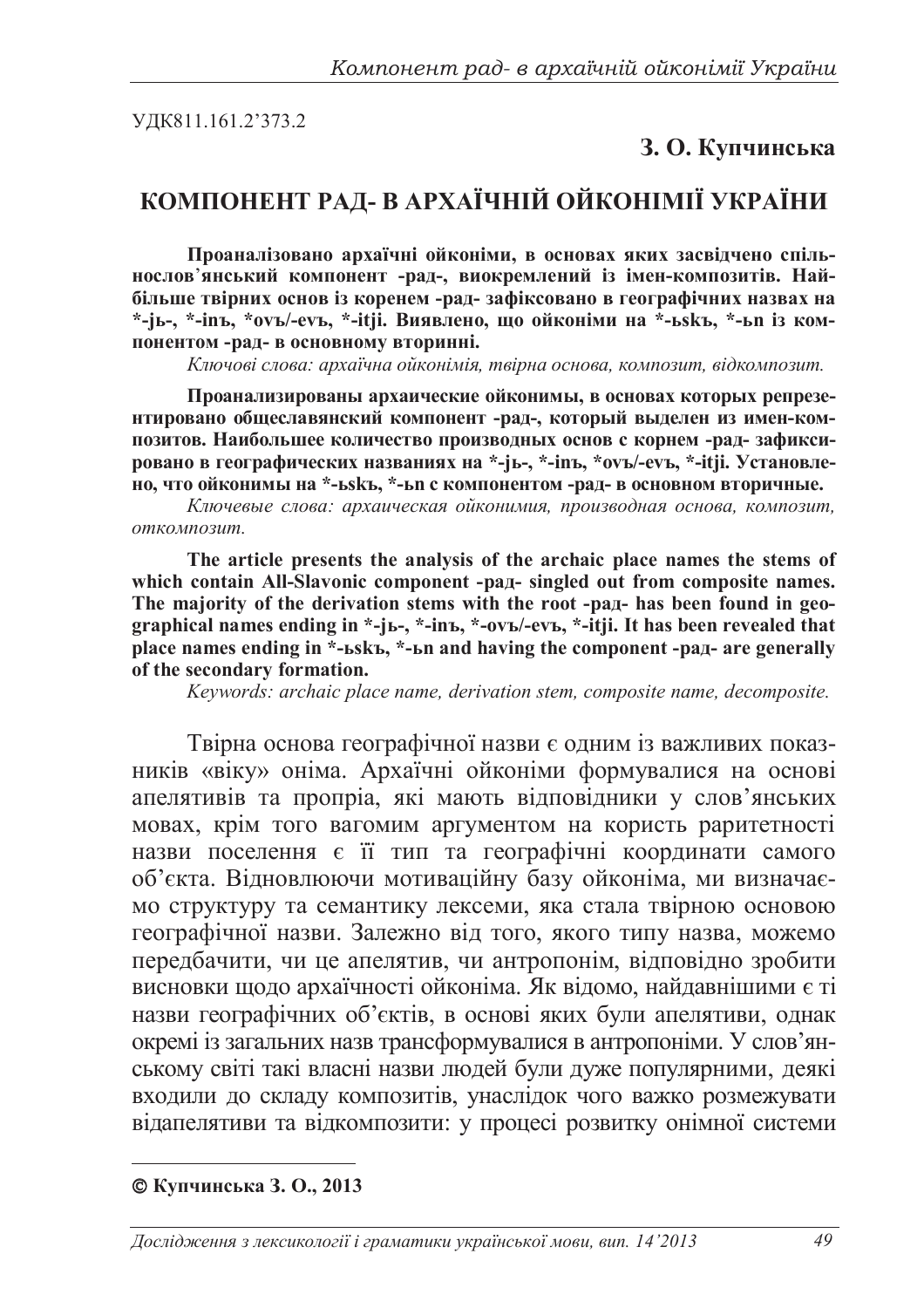УДК811.161.2'373.2

**З. О. Купчинська**

# КОМПОНЕНТ РАД- В АРХАЇЧНІЙ ОЙКОНІМІЇ УКРАЇНИ

**Проаналізовано архаїчні ойконіми, в основах яких засвідчено спільнослов'янський компонент -рад-, виокремлений із імен-композитів. Найбільше твірних основ із коренем -рад- зафіксовано в географічних назвах на *-jь-, *-inъ, *ovъ/-evъ, *-itji. Виявлено, що ойконіми на *-ьskъ, *-ьn із компонентом -рад- в основному вторинні.**

*Ключові слова: архаїчна ойконімія, твірна основа, композит, відкомпозит.*

**Проанализированы архаические ойконимы, в основах которых репрезентировано общеславянский компонент -рад-, который выделен из имен-композитов. Наибольшее количество производных основ с корнем -рад- зафиксировано в географических названиях на *-jь-, *-inъ, *ovъ/-evъ, *-itji. Установлено, что ойконимы на *-ьskъ, *-ьn с компонентом -рад- в основном вторичные.**

*Ключевые слова: архаическая ойконимия, производная основа, композит, откомпозит.*

**The article presents the analysis of the archaic place names the stems of which contain All-Slavonic component -рад- singled out from composite names. The majority of the derivation stems with the root -рад- has been found in geographical names ending in *-jь-, *-inъ, *-ovъ/-evъ, *-itji. It has been revealed that place names ending in *-ьskъ, *-ьn and having the component -рад- are generally of the secondary formation.**

*Keywords: archaic place name, derivation stem, composite name, decomposite.*

Твірна основа географічної назви є одним із важливих показників «віку» оніма. Архаїчні ойконіми формувалися на основі апелятивів та пропріа, які мають відповідники у слов'янських мовах, крім того вагомим аргументом на користь раритетності назви поселення є її тип та географічні координати самого об'єкта. Відновлюючи мотиваційну базу ойконіма, ми визначаємо структуру та семантику лексеми, яка стала твірною основою географічної назви. Залежно від того, якого типу назва, можемо передбачити, чи це апелятив, чи антропонім, відповідно зробити висновки щодо архаїчності ойконіма. Як відомо, найдавнішими є ті назви географічних об'єктів, в основі яких були апелятиви, однак окремі із загальних назв трансформувалися в антропоніми. У слов'янському світі такі власні назви людей були дуже популярними, деякі входили до складу композитів, унаслідок чого важко розмежувати відапелятиви та відкомпозити: у процесі розвитку онімної системи

---

© **Купчинська З. О., 2013**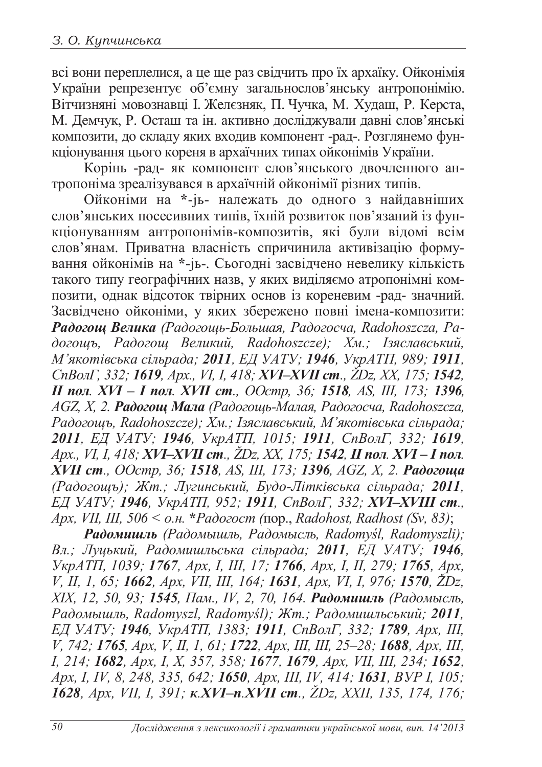всі вони переплелися, а це ще раз свідчить про їх архаїку. Ойконімія України репрезентує об'ємну загальнослов'янську антропонімію. Вітчизняні мовознавці І. Желєзняк, П. Чучка, М. Худаш, Р. Керста, М. Демчук, Р. Осташ та ін. активно досліджували давні слов'янські композити, до складу яких входив компонент -рад-. Розглянемо функціонування цього кореня в архаїчних типах ойконімів України.

Корінь -рад- як компонент слов'янського двочленного антропоніма зреалізувався в архаїчній ойконімії різних типів.

Ойконіми на *-jь- належать до одного з найдавніших слов'янських посесивних типів, їхній розвиток пов'язаний із функціонуванням антропонімів-композитів, які були відомі всім слов'янам. Приватна власність спричинила активізацію формування ойконімів на *-jь-. Сьогодні засвідчено невелику кількість такого типу географічних назв, у яких виділяємо атропонімні композити, однак відсоток твірних основ із кореневим -рад- значний. Засвідчено ойконіми, у яких збережено повні імена-композити: ***Радогощ Велика*** *(Радогощь-Большая, Радогосча, Radohoszcza, Радогощъ, Радогощ Великий, Radohoszcze); Хм.; Ізяславський, М'якотівська сільрада;* ***2011****, ЕД УАТУ;* ***1946****, УкрАТП, 989;* ***1911****, СпВолГ, 332;* ***1619****, Арх., VI, I, 418;* ***XVI–XVII ст****., ŽDz, XX, 175;* ***1542, II пол. XVI – I пол. XVII ст****., ООстр, 36;* ***1518****, AS, III, 173;* ***1396****, AGZ, X, 2.* ***Радогощ Мала*** *(Радогощь-Малая, Радогосча, Radohoszcza, Радогощъ, Radohoszcze); Хм.; Ізяславський, М'якотівська сільрада;* ***2011****, ЕД УАТУ;* ***1946****, УкрАТП, 1015;* ***1911****, СпВолГ, 332;* ***1619****, Арх., VI, I, 418;* ***XVI–XVII ст****., ŽDz, XX, 175;* ***1542, II пол. XVI – I пол. XVII ст****., ООстр, 36;* ***1518****, AS, III, 173;* ***1396****, AGZ, X, 2.* ***Радогоща*** *(Радогощъ); Жт.; Лугинський, Будо-Літківська сільрада;* ***2011****, ЕД УАТУ;* ***1946****, УкрАТП, 952;* ***1911****, СпВолГ, 332;* ***XVI–XVIII ст****., Арх, VII, III, 506 < о.н. \*Радогост (*пор., *Radohost, Radhost (Sv, 83)*;

***Радомишль*** *(Радомышль, Радомысль, Radomyśl, Radomyszli); Вл.; Луцький, Радомишльська сільрада;* ***2011****, ЕД УАТУ;* ***1946****, УкрАТП, 1039;* ***1767****, Арх, I, III, 17;* ***1766****, Арх, I, II, 279;* ***1765****, Арх, V, II, 1, 65;* ***1662****, Арх, VII, III, 164;* ***1631****, Арх, VI, I, 976;* ***1570****, ŽDz, XIX, 12, 50, 93;* ***1545****, Пам., IV, 2, 70, 164.* ***Радомишль*** *(Радомысль, Радомышль, Radomyszl, Radomyśl); Жт.; Радомишльський;* ***2011****, ЕД УАТУ;* ***1946****, УкрАТП, 1383;* ***1911****, СпВолГ, 332;* ***1789****, Арх, III, V, 742;* ***1765****, Арх, V, II, 1, 61;* ***1722****, Арх, III, III, 25–28;* ***1688****, Арх, III, I, 214;* ***1682****, Арх, I, X, 357, 358;* ***1677****,* ***1679****, Арх, VII, III, 234;* ***1652****, Арх, I, IV, 8, 248, 335, 642;* ***1650****, Арх, III, IV, 414;* ***1631****, ВУР I, 105;* ***1628****, Арх, VII, I, 391;* ***к.XVI–п.XVII ст****., ŽDz, XXII, 135, 174, 176;*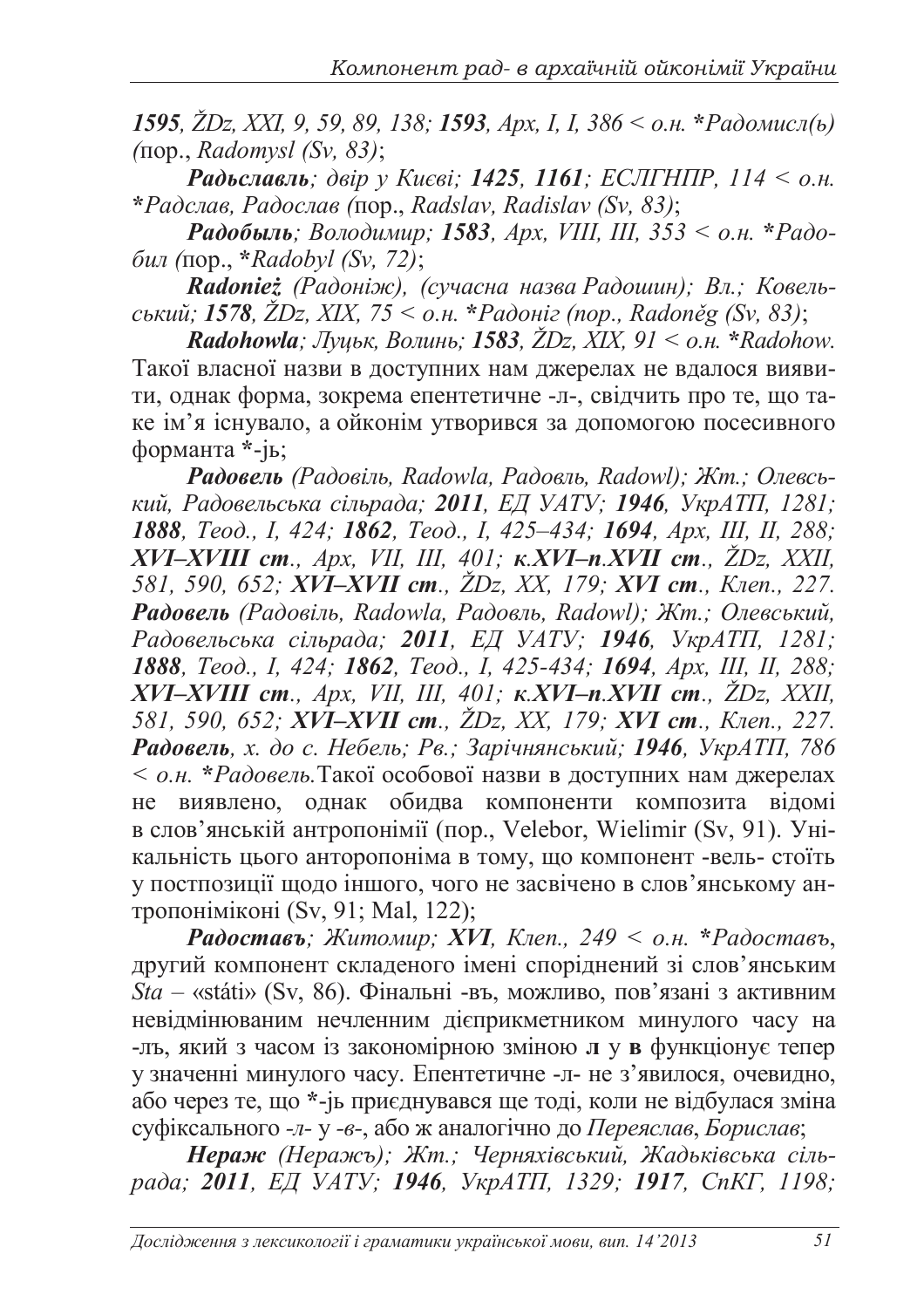*1595, ŽDz, XXI, 9, 59, 89, 138;* ***1593****, Арх, І, І, 386 < о.н. *Радомисл(ь) (*пор., *Radomysl (Sv, 83)*;

***Радьславль****; двір у Києві;* ***1425****,* ***1161****; ЕСЛГНПР, 114 < о.н. *Радслав, Радослав (*пор., *Radslav, Radislav (Sv, 83)*;

***Радобыль****; Володимир;* ***1583****, Арх, VIII, III, 353 < о.н. *Радобил (*пор., **Radobyl (Sv, 72)*;

***Radonież*** *(Радоніж), (сучасна назва Радошин); Вл.; Ковельський;* ***1578****, ŽDz, XIX, 75 < о.н. *Радоніг (пор., Radoněg (Sv, 83)*;

***Radohowla****; Луцьк, Волинь;* ***1583****, ŽDz, XIX, 91 < о.н. *Radohow.* Такої власної назви в доступних нам джерелах не вдалося виявити, однак форма, зокрема епентетичне -л-, свідчить про те, що таке ім'я існувало, а ойконім утворився за допомогою посесивного форманта *-jь;

***Радовель*** *(Радовіль, Radowla, Радовль, Radowl); Жт.; Олевський, Радовельська сільрада;* ***2011****, ЕД УАТУ;* ***1946****, УкрАТП, 1281;* ***1888****, Теод., І, 424;* ***1862****, Теод., І, 425–434;* ***1694****, Арх, ІІІ, ІІ, 288;* ***XVI–XVIII ст****., Арх, VII, III, 401;* ***к.XVI–п.XVII ст****., ŽDz, XXII, 581, 590, 652;* ***XVI–XVII ст****., ŽDz, XX, 179;* ***XVI ст****., Клеп., 227.* ***Радовель*** *(Радовіль, Radowla, Радовль, Radowl); Жт.; Олевський, Радовельська сільрада;* ***2011****, ЕД УАТУ;* ***1946****, УкрАТП, 1281;* ***1888****, Теод., І, 424;* ***1862****, Теод., І, 425-434;* ***1694****, Арх, ІІІ, ІІ, 288;* ***XVI–XVIII ст****., Арх, VII, III, 401;* ***к.XVI–п.XVII ст****., ŽDz, XXII, 581, 590, 652;* ***XVI–XVII ст****., ŽDz, XX, 179;* ***XVI ст****., Клеп., 227.* ***Радовель****, х. до с. Небель; Рв.; Зарічнянський;* ***1946****, УкрАТП, 786 < о.н. *Радовель.*Такої особової назви в доступних нам джерелах не виявлено, однак обидва компоненти композита відомі в слов'янській антропонімії (пор., Velebor, Wielimir (Sv, 91). Унікальність цього анторопоніма в тому, що компонент -вель- стоїть у постпозиції щодо іншого, чого не засвічено в слов'янському антропоніміконі (Sv, 91; Mal, 122);

***Радоставъ****; Житомир;* ***XVI****, Клеп., 249 < о.н. *Радоставъ*, другий компонент складеного імені споріднений зі слов'янським *Sta* – «státi» (Sv, 86). Фінальні -въ, можливо, пов'язані з активним невідмінюваним нечленним дієприкметником минулого часу на -лъ, який з часом із закономірною зміною **л** у **в** функціонує тепер у значенні минулого часу. Епентетичне -л- не з'явилося, очевидно, або через те, що *-jь приєднувався ще тоді, коли не відбулася зміна суфіксального *-л-* у *-в-*, або ж аналогічно до *Переяслав*, *Борислав*;

***Нераж*** *(Неражъ); Жт.; Черняхівський, Жадьківська сільрада;* ***2011****, ЕД УАТУ;* ***1946****, УкрАТП, 1329;* ***1917****, СпКГ, 1198;*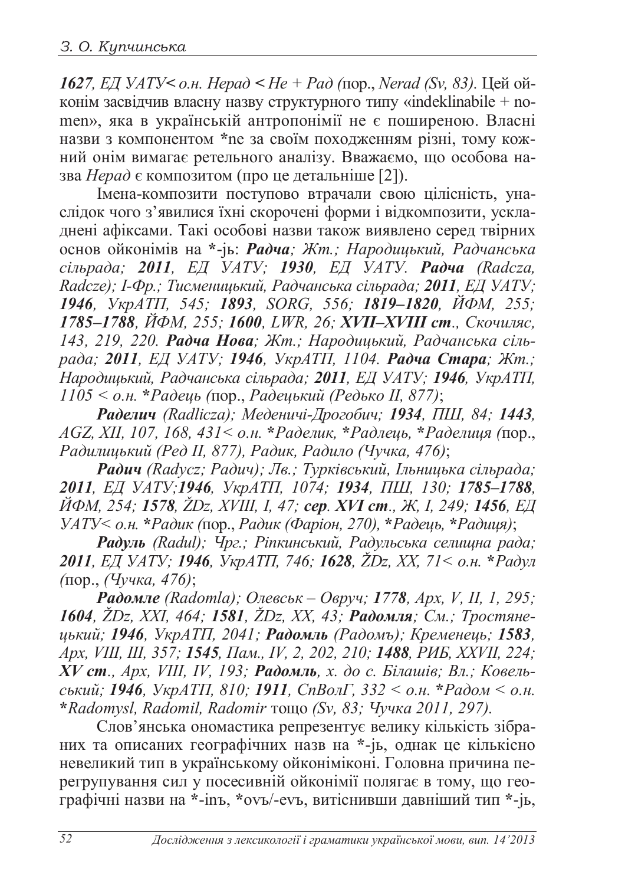***1627**, ЕД УАТУ< о.н. Нерад < Не + Рад (*пор., *Nerad (Sv, 83).* Цей ойконім засвідчив власну назву структурного типу «indeklinabile + nomen», яка в українській антропонімії не є поширеною. Власні назви з компонентом *ne за своїм походженням різні, тому кожний онім вимагає ретельного аналізу. Вважаємо, що особова назва *Нерад* є композитом (про це детальніше [2]).

Імена-композити поступово втрачали свою цілісність, унаслідок чого з'явилися їхні скорочені форми і відкомпозити, ускладнені афіксами. Такі особові назви також виявлено серед твірних основ ойконімів на *-jь: ***Радча**; Жт.; Народицький, Радчанська сільрада; **2011**, ЕД УАТУ; **1930**, ЕД УАТУ. **Радча** (Radcza, Radcze); І-Фр.; Тисменицький, Радчанська сільрада; **2011**, ЕД УАТУ; **1946**, УкрАТП, 545; **1893**, SORG, 556; **1819–1820**, ЙФМ, 255; **1785–1788**, ЙФМ, 255; **1600**, LWR, 26; **XVII–XVIII ст**., Скочиляс, 143, 219, 220. **Радча Нова**; Жт.; Народицький, Радчанська сільрада; **2011**, ЕД УАТУ; **1946**, УкрАТП, 1104. **Радча Стара**; Жт.; Народицький, Радчанська сільрада; **2011**, ЕД УАТУ; **1946**, УкрАТП, 1105 < о.н. *Радець (*пор., *Радецький (Редько ІІ, 877)*;

***Раделич** (Radlicza); Меденичі-Дрогобич; **1934**, ПШ, 84; **1443**, AGZ, XII, 107, 168, 431< о.н. *Раделик, *Радлець, *Раделиця (*пор., *Радилицький (Ред ІІ, 877), Радик, Радило (Чучка, 476)*;

***Радич** (Radycz; Радич); Лв.; Турківський, Ільницька сільрада; **2011**, ЕД УАТУ;**1946**, УкрАТП, 1074; **1934**, ПШ, 130; **1785–1788**, ЙФМ, 254; **1578**, ŽDz, XVIII, I, 47; **сер. XVI ст**., Ж, І, 249; **1456**, ЕД УАТУ< о.н. *Радик (*пор., *Радик (Фаріон, 270), *Радець, *Радиця)*;

***Радуль** (Radul); Чрг.; Ріпкинський, Радульська селищна рада; **2011**, ЕД УАТУ; **1946**, УкрАТП, 746; **1628**, ŽDz, XX, 71< о.н. *Радул (*пор., *(Чучка, 476)*;

***Радомле** (Radomla); Олевськ – Овруч; **1778**, Арх, V, II, 1, 295; **1604**, ŽDz, XXI, 464; **1581**, ŽDz, XX, 43; **Радомля**; См.; Тростянецький; **1946**, УкрАТП, 2041; **Радомль** (Радомъ); Кременець; **1583**, Арх, VIII, III, 357; **1545**, Пам., IV, 2, 202, 210; **1488**, РИБ, XXVII, 224; **XV ст**., Арх, VIII, IV, 193; **Радомль**, х. до с. Білашів; Вл.; Ковельський; **1946**, УкрАТП, 810; **1911**, СпВолГ, 332 < о.н. *Радом < о.н. *Radomysl, Radomil, Radomir* тощо *(Sv, 83; Чучка 2011, 297).*

Слов'янська ономастика репрезентує велику кількість зібраних та описаних географічних назв на *-jь, однак це кількісно невеликий тип в українському ойконіміконі. Головна причина перегрупування сил у посесивній ойконімії полягає в тому, що географічні назви на *-inъ, *ovъ/-evъ, витіснивши давніший тип *-jь,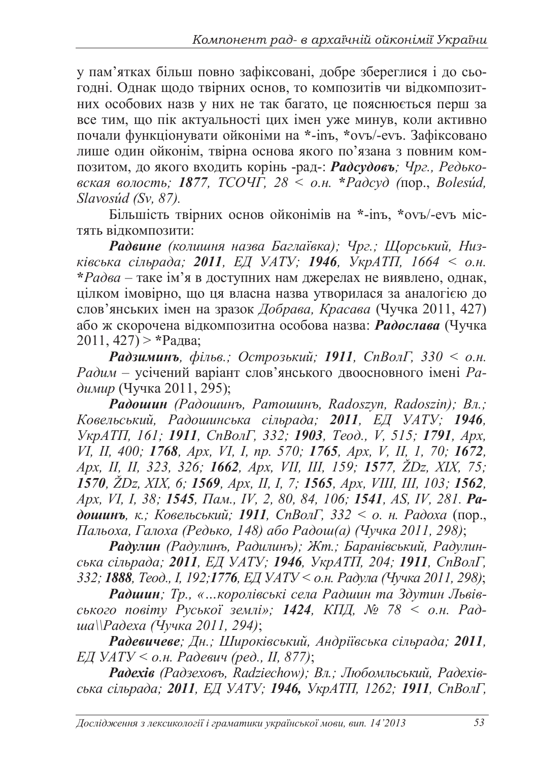у пам'ятках більш повно зафіксовані, добре збереглися і до сьогодні. Однак щодо твірних основ, то композитів чи відкомпозитних особових назв у них не так багато, це пояснюється перш за все тим, що пік актуальності цих імен уже минув, коли активно почали функціонувати ойконіми на *-inъ, *ovъ/-evъ. Зафіксовано лише один ойконім, твірна основа якого по'язана з повним композитом, до якого входить корінь -рад-: ***Радсудовъ****; Чрг., Редьковская волость;* ***1877****, ТСОЧГ, 28 < о.н. *Радсуд (*пор., *Bolesúd, Slavosúd (Sv, 87).*

Більшість твірних основ ойконімів на *-inъ, *ovъ/-evъ містять відкомпозити:

***Радвине*** *(колишня назва Баглаївка); Чрг.; Щорський, Низківська сільрада;* ***2011****, ЕД УАТУ;* ***1946****, УкрАТП, 1664 < о.н.* **Радва* – таке ім'я в доступних нам джерелах не виявлено, однак, цілком імовірно, що ця власна назва утворилася за аналогією до слов'янських імен на зразок *Добрава, Красава* (Чучка 2011, 427) або ж скорочена відкомпозитна особова назва: ***Радослава*** (Чучка 2011, 427) > *Радва;

***Радзиминъ****, фільв.; Острозький;* ***1911****, СпВолГ, 330 < о.н. Радим* – усічений варіант слов'янського двоосновного імені *Радимир* (Чучка 2011, 295);

***Радошин*** *(Радошинъ, Ратошинъ, Radoszyn, Radoszin); Вл.; Ковельський, Радошинська сільрада;* ***2011****, ЕД УАТУ;* ***1946****, УкрАТП, 161;* ***1911****, СпВолГ, 332;* ***1903****, Теод., V, 515;* ***1791****, Арх, VI, II, 400;* ***1768****, Арх, VI, I, пр. 570;* ***1765****, Арх, V, II, 1, 70;* ***1672****, Арх, II, II, 323, 326;* ***1662****, Арх, VII, III, 159;* ***1577****, ŽDz, XIX, 75;* ***1570****, ŽDz, XIX, 6;* ***1569****, Арх, II, I, 7;* ***1565****, Арх, VIII, III, 103;* ***1562****, Арх, VI, I, 38;* ***1545****, Пам., IV, 2, 80, 84, 106;* ***1541****, AS, IV, 281.* ***Радошинъ****, к.; Ковельський;* ***1911****, СпВолГ, 332 < о. н. Радоха* (пор., *Пальоха, Галоха (Редько, 148) або Радош(а) (Чучка 2011, 298)*;

***Радулин*** *(Радулинъ, Радилинъ); Жт.; Баранівський, Радулинська сільрада;* ***2011****, ЕД УАТУ;* ***1946****, УкрАТП, 204;* ***1911****, СпВолГ, 332;* ***1888****, Теод., I, 192;****1776****, ЕД УАТУ < о.н. Радула (Чучка 2011, 298)*;

***Радшин****; Тр., «…королівські села Радшин та Здутин Львівського повіту Руської землі»;* ***1424****, КПД, № 78 < о.н. Радша\\Радеха (Чучка 2011, 294)*;

***Радевичеве****; Дн.; Широківський, Андріївська сільрада;* ***2011****, ЕД УАТУ < о.н. Радевич (ред., II, 877)*;

***Радехів*** *(Радзеховъ, Radziechow); Вл.; Любомльський, Радехівська сільрада;* ***2011****, ЕД УАТУ;* ***1946,*** *УкрАТП, 1262;* ***1911****, СпВолГ,*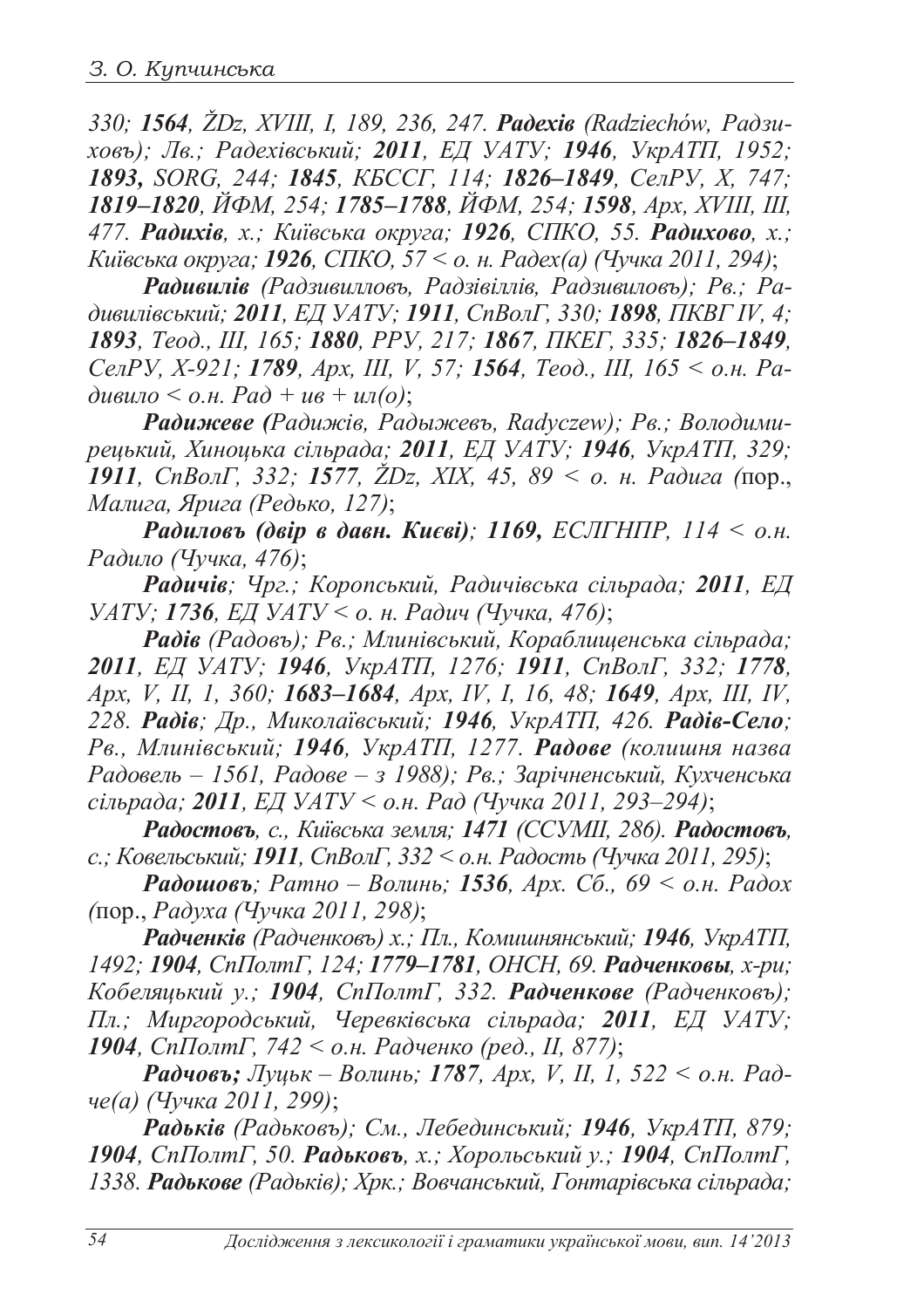*330;* ***1564****, ŽDz, XVIII, I, 189, 236, 247.* ***Радехів*** *(Radziechów, Радзиховъ); Лв.; Радехівський;* ***2011****, ЕД УАТУ;* ***1946****, УкрАТП, 1952;* ***1893,*** *SORG, 244;* ***1845****, КБССГ, 114;* ***1826–1849****, СелРУ, X, 747;* ***1819–1820****, ЙФМ, 254;* ***1785–1788****, ЙФМ, 254;* ***1598****, Арх, XVIII, III, 477.* ***Радихів****, х.; Київська округа;* ***1926****, СПКО, 55.* ***Радихово****, х.; Київська округа;* ***1926****, СПКО, 57 < о. н. Радех(а) (Чучка 2011, 294)*;

***Радивилів*** *(Радзивилловъ, Радзівіллів, Радзивиловъ); Рв.; Радивилівський;* ***2011****, ЕД УАТУ;* ***1911****, СпВолГ, 330;* ***1898****, ПКВГ IV, 4;* ***1893****, Теод., III, 165;* ***1880****, РРУ, 217;* ***1867****, ПКЕГ, 335;* ***1826–1849****, СелРУ, X-921;* ***1789****, Арх, III, V, 57;* ***1564****, Теод., III, 165 < о.н. Радивило < о.н. Рад + ив + ил(о)*;

***Радижеве (****Радижів, Радыжевъ, Radyczew); Рв.; Володимирецький, Хиноцька сільрада;* ***2011****, ЕД УАТУ;* ***1946****, УкрАТП, 329;* ***1911****, СпВолГ, 332;* ***1577****, ŽDz, XIX, 45, 89 < о. н. Радига (*пор., *Малига, Ярига (Редько, 127)*;

***Радиловъ (двір в давн. Києві)****;* ***1169,*** *ЕСЛГНПР, 114 < о.н. Радило (Чучка, 476)*;

***Радичів****; Чрг.; Коропський, Радичівська сільрада;* ***2011****, ЕД УАТУ;* ***1736****, ЕД УАТУ < о. н. Радич (Чучка, 476)*;

***Радів*** *(Радовъ); Рв.; Млинівський, Кораблищенська сільрада;* ***2011****, ЕД УАТУ;* ***1946****, УкрАТП, 1276;* ***1911****, СпВолГ, 332;* ***1778****, Арх, V, II, 1, 360;* ***1683–1684****, Арх, IV, I, 16, 48;* ***1649****, Арх, III, IV, 228.* ***Радів****; Др., Миколаївський;* ***1946****, УкрАТП, 426.* ***Радів-Село****; Рв., Млинівський;* ***1946****, УкрАТП, 1277.* ***Радове*** ***(колишня назва*** *Радовель – 1561, Радове – з 1988); Рв.; Зарічненський, Кухченська сільрада;* ***2011****, ЕД УАТУ < о.н. Рад (Чучка 2011, 293–294)*;

***Радостовъ****, с., Київська земля;* ***1471*** *(ССУМІІ, 286).* ***Радостовъ****, с.; Ковельський;* ***1911****, СпВолГ, 332 < о.н. Радость (Чучка 2011, 295)*;

***Радошовъ****; Ратно – Волинь;* ***1536****, Арх. Сб., 69 < о.н. Радох (*пор., *Радуха (Чучка 2011, 298)*;

***Радченків*** *(Радченковъ) х.; Пл., Комишнянський;* ***1946****, УкрАТП, 1492;* ***1904****, СпПолтГ, 124;* ***1779–1781****, ОНСН, 69.* ***Радченковы****, х-ри; Кобеляцький у.;* ***1904****, СпПолтГ, 332.* ***Радченкове*** *(Радченковъ); Пл.; Миргородський, Черевківська сільрада;* ***2011****, ЕД УАТУ;* ***1904****, СпПолтГ, 742 < о.н. Радченко (ред., II, 877)*;

***Радчовъ;*** *Луцьк – Волинь;* ***1787****, Арх, V, II, 1, 522 < о.н. Радче(а) (Чучка 2011, 299)*;

***Радьків*** *(Радьковъ); См., Лебединський;* ***1946****, УкрАТП, 879;* ***1904****, СпПолтГ, 50.* ***Радьковъ****, х.; Хорольський у.;* ***1904****, СпПолтГ, 1338.* ***Радькове*** *(Радьків); Хрк.; Вовчанський, Гонтарівська сільрада;*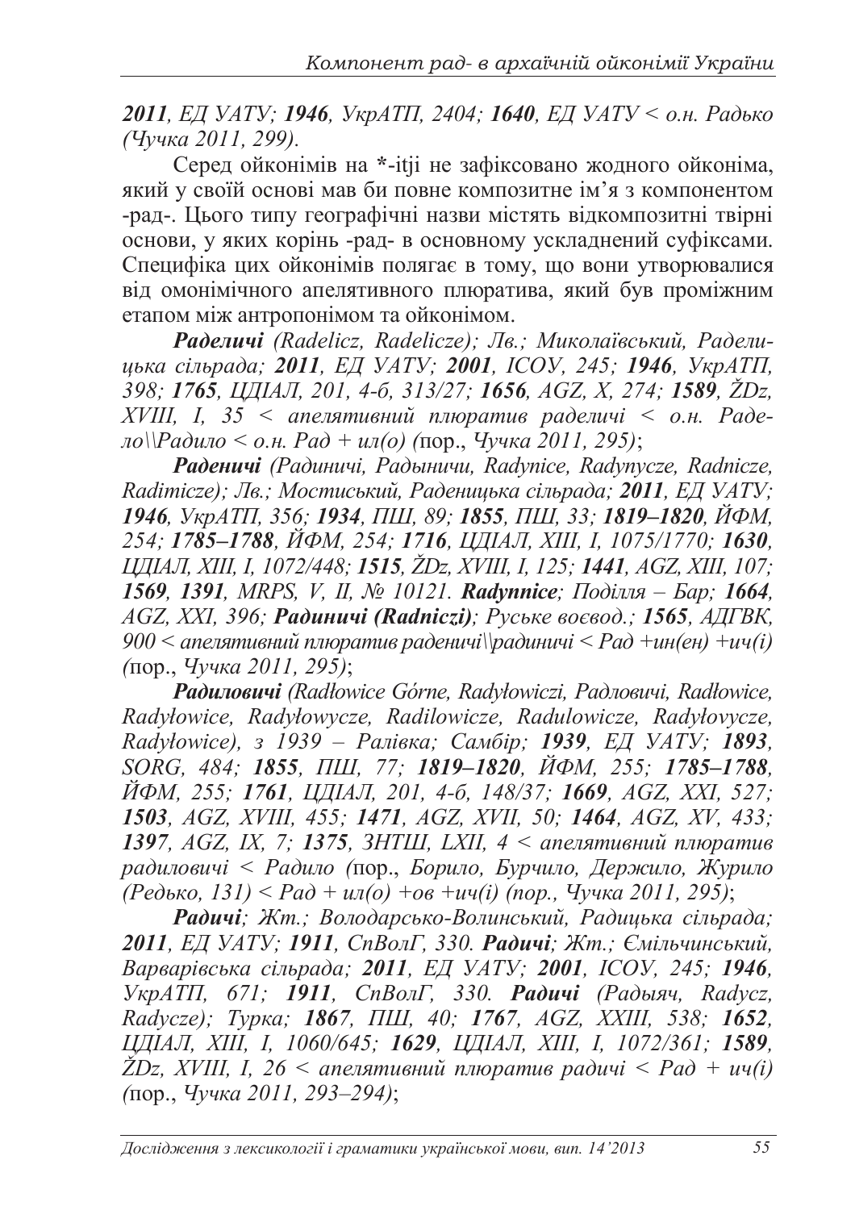*__2011__, ЕД УАТУ; __1946__, УкрАТП, 2404; __1640__, ЕД УАТУ < о.н. Радько (Чучка 2011, 299).*

Серед ойконімів на *-itji не зафіксовано жодного ойконіма, який у своїй основі мав би повне композитне ім'я з компонентом -рад-. Цього типу географічні назви містять відкомпозитні твірні основи, у яких корінь -рад- в основному ускладнений суфіксами. Специфіка цих ойконімів полягає в тому, що вони утворювалися від омонімічного апелятивного плюратива, який був проміжним етапом між антропонімом та ойконімом.

***Раделичі** (Radelicz, Radelicze); Лв.; Миколаївський, Раделицька сільрада; __2011__, ЕД УАТУ; __2001__, ІСОУ, 245; __1946__, УкрАТП, 398; __1765__, ЦДІАЛ, 201, 4-б, 313/27; __1656__, AGZ, X, 274; __1589__, ŽDz, XVIII, I, 35 < апелятивний плюратив раделичі < о.н. Радело\\Радило < о.н. Рад + ил(о) (*пор., *Чучка 2011, 295)*;

***Раденичі** (Радиничі, Радыничи, Radynice, Radynycze, Radnicze, Raditmicze); Лв.; Мостиський, Раденицька сільрада; __2011__, ЕД УАТУ; __1946__, УкрАТП, 356; __1934__, ПШ, 89; __1855__, ПШ, 33; __1819–1820__, ЙФМ, 254; __1785–1788__, ЙФМ, 254; __1716__, ЦДІАЛ, XIII, I, 1075/1770; __1630__, ЦДІАЛ, XIII, I, 1072/448; __1515__, ŽDz, XVIII, I, 125; __1441__, AGZ, XIII, 107; __1569__, __1391__, MRPS, V, II, № 10121. **Radynnice**; Поділля – Бар; __1664__, AGZ, XXI, 396; **Радиничі (Radniczi)**; Руське воєвод.; __1565__, АДГВК, 900 < апелятивний плюратив раденичі\\радиничі < Рад +ин(ен) +ич(і) (*пор., *Чучка 2011, 295)*;

***Радиловичі** (Radłowice Górne, Radyłowiczi, Радловичі, Radłowice, Radyłowice, Radyłowycze, Radilowicze, Radulowicze, Radyłovycze, Radyłowice), з 1939 – Ралівка; Самбір; __1939__, ЕД УАТУ; __1893__, SORG, 484; __1855__, ПШ, 77; __1819–1820__, ЙФМ, 255; __1785–1788__, ЙФМ, 255; __1761__, ЦДІАЛ, 201, 4-б, 148/37; __1669__, AGZ, XXI, 527; __1503__, AGZ, XVIII, 455; __1471__, AGZ, XVII, 50; __1464__, AGZ, XV, 433; __1397__, AGZ, IX, 7; __1375__, ЗНТШ, LXII, 4 < апелятивний плюратив радиловичі < Радило (*пор., *Борило, Бурчило, Держило, Журило (Редько, 131) < Рад + ил(о) +ов +ич(і) (пор., Чучка 2011, 295)*;

***Радичі**; Жт.; Володарсько-Волинський, Радицька сільрада; __2011__, ЕД УАТУ; __1911__, СпВолГ, 330. **Радичі**; Жт.; Ємільчинський, Варварівська сільрада; __2011__, ЕД УАТУ; __2001__, ІСОУ, 245; __1946__, УкрАТП, 671; __1911__, СпВолГ, 330. **Радичі** (Радыяч, Radycz, Radycze); Турка; __1867__, ПШ, 40; __1767__, AGZ, XXIII, 538; __1652__, ЦДІАЛ, XIII, I, 1060/645; __1629__, ЦДІАЛ, XIII, I, 1072/361; __1589__, ŽDz, XVIII, I, 26 < апелятивний плюратив радичі < Рад + ич(і) (*пор., *Чучка 2011, 293–294)*;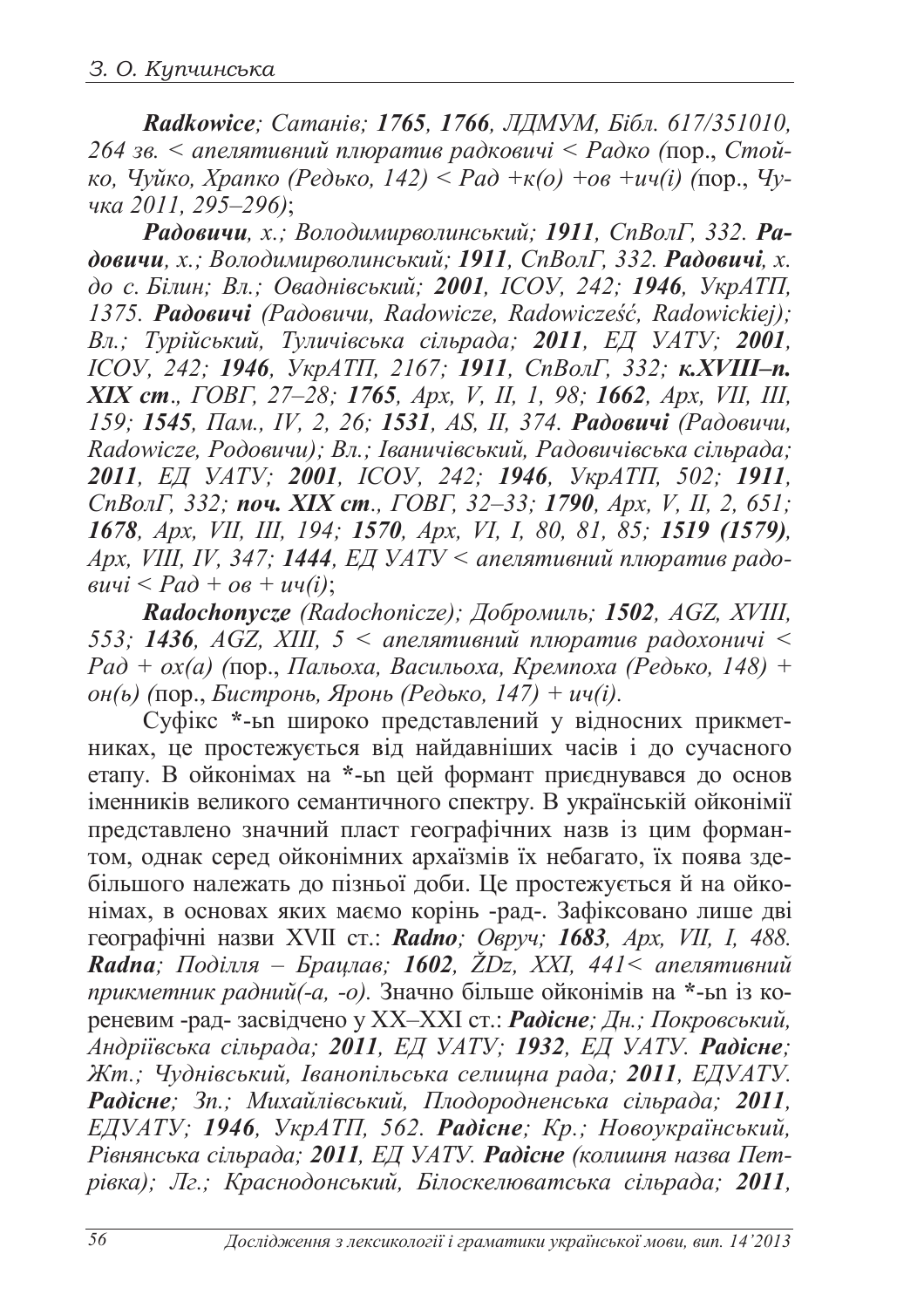***Radkowice****; Сатанів;* ***1765****,* ***1766****, ЛДМУМ, Бібл. 617/351010, 264 зв. < апелятивний плюратив радковичі < Радко (*пор., *Стойко, Чуйко, Храпко (Редько, 142) < Рад +к(о) +ов +ич(і) (*пор., *Чучка 2011, 295–296)*;

***Радовичи****, х.; Володимирволинський;* ***1911****, СпВолГ, 332.* ***Радовичи****, х.; Володимирволинський;* ***1911****, СпВолГ, 332.* ***Радовичі****, х. до с. Білин; Вл.; Оваднівський;* ***2001****, ІСОУ, 242;* ***1946****, УкрАТП, 1375.* ***Радовичі*** *(Радовичи, Radowicze, Radowicześć, Radowickiej); Вл.; Турійський, Туличівська сільрада;* ***2011****, ЕД УАТУ;* ***2001****, ІСОУ, 242;* ***1946****, УкрАТП, 2167;* ***1911****, СпВолГ, 332;* ***к.XVIII–п. XIX ст****., ГОВГ, 27–28;* ***1765****, Арх, V, II, 1, 98;* ***1662****, Арх, VII, III, 159;* ***1545****, Пам., IV, 2, 26;* ***1531****, AS, II, 374.* ***Радовичі*** *(Радовичи, Radowicze, Родовичи); Вл.; Іваничівський, Радовичівська сільрада;* ***2011****, ЕД УАТУ;* ***2001****, ІСОУ, 242;* ***1946****, УкрАТП, 502;* ***1911****, СпВолГ, 332;* ***поч. XIX ст****., ГОВГ, 32–33;* ***1790****, Арх, V, II, 2, 651;* ***1678****, Арх, VII, III, 194;* ***1570****, Арх, VI, I, 80, 81, 85;* ***1519 (1579)****, Арх, VIII, IV, 347;* ***1444****, ЕД УАТУ < апелятивний плюратив радовичі < Рад + ов + ич(і)*;

***Radochonycze*** *(Radochonicze); Добромиль;* ***1502****, AGZ, XVIII, 553;* ***1436****, AGZ, XIII, 5 < апелятивний плюратив радохоничі < Рад + ох(а) (*пор., *Пальоха, Васильоха, Кремпоха (Редько, 148) + он(ь) (*пор., *Бистронь, Яронь (Редько, 147) + ич(і).*

Суфікс *-ьn широко представлений у відносних прикметниках, це простежується від найдавніших часів і до сучасного етапу. В ойконімах на *-ьn цей формант приєднувався до основ іменників великого семантичного спектру. В українській ойконімії представлено значний пласт географічних назв із цим формантом, однак серед ойконімних архаїзмів їх небагато, їх поява здебільшого належать до пізньої доби. Це простежується й на ойконімах, в основах яких маємо корінь -рад-. Зафіксовано лише дві географічні назви XVII ст.: ***Radno****; Овруч;* ***1683****, Арх, VII, I, 488.* ***Radna****; Поділля – Брацлав;* ***1602****, ŽDz, XXI, 441< апелятивний прикметник радний(-а, -о).* Значно більше ойконімів на *-ьn із кореневим -рад- засвідчено у XX–XXI ст.: ***Радісне****; Дн.; Покровський, Андріївська сільрада;* ***2011****, ЕД УАТУ;* ***1932****, ЕД УАТУ.* ***Радісне****; Жт.; Чуднівський, Іванопільська селищна рада;* ***2011****, ЕДУАТУ.* ***Радісне****; Зп.; Михайлівський, Плодородненська сільрада;* ***2011****, ЕДУАТУ;* ***1946****, УкрАТП, 562.* ***Радісне****; Кр.; Новоукраїнський, Рівнянська сільрада;* ***2011****, ЕД УАТУ.* ***Радісне*** *(колишня назва Петрівка); Лг.; Краснодонський, Білоскелюватська сільрада;* ***2011****,*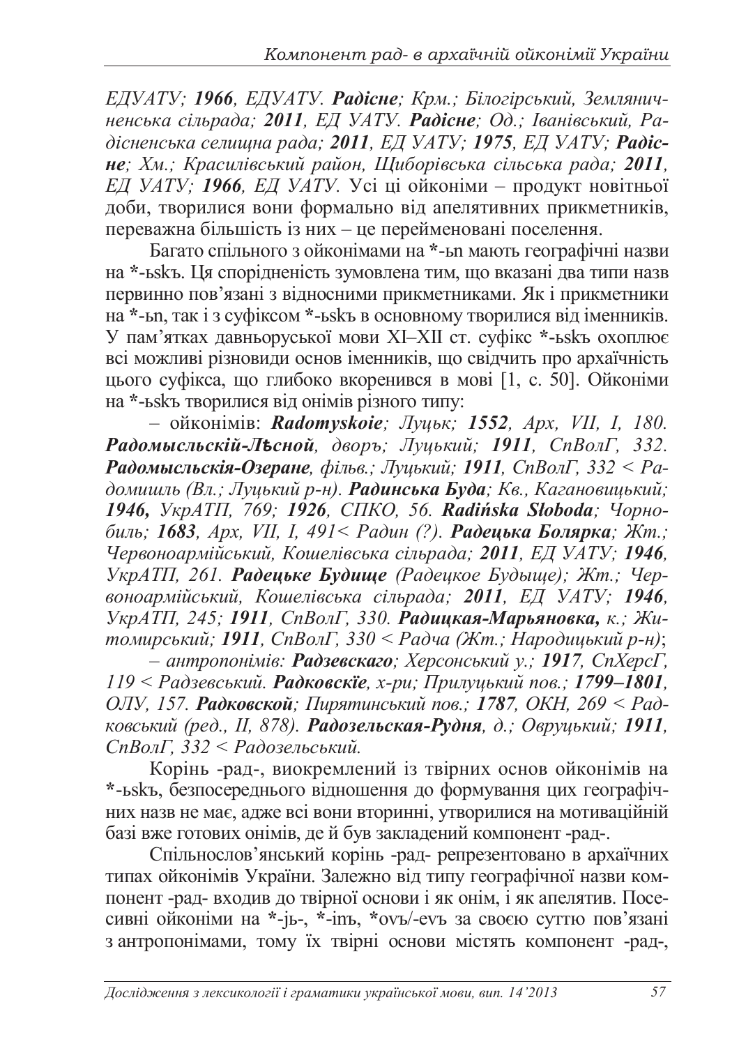*ЕДУАТУ;* ***1966****, ЕДУАТУ.* ***Радісне****; Крм.; Білогірський, Земляничненська сільрада;* ***2011****, ЕД УАТУ.* ***Радісне****; Од.; Іванівський, Радісненська селищна рада;* ***2011****, ЕД УАТУ;* ***1975****, ЕД УАТУ;* ***Радісне****; Хм.; Красилівський район, Щиборівська сільська рада;* ***2011****, ЕД УАТУ;* ***1966****, ЕД УАТУ.* Усі ці ойконіми – продукт новітньої доби, творилися вони формально від апелятивних прикметників, переважна більшість із них – це перейменовані поселення.

Багато спільного з ойконімами на *-ьn мають географічні назви на *-ьskъ. Ця спорідненість зумовлена тим, що вказані два типи назв первинно пов'язані з відносними прикметниками. Як і прикметники на *-ьn, так і з суфіксом *-ьskъ в основному творилися від іменників. У пам'ятках давньоруської мови XI–XII ст. суфікс *-ьskъ охоплює всі можливі різновиди основ іменників, що свідчить про архаїчність цього суфікса, що глибоко вкоренився в мові [1, с. 50]. Ойконіми на *-ьskъ творилися від онімів різного типу:

– ойконімів: ***Radomyskoie****; Луцьк;* ***1552****, Арх, VII, I, 180.* ***Радомысльскій-Лѣсной****, дворъ; Луцький;* ***1911****, СпВолГ, 332.* ***Радомысльскія-Озеране****, фільв.; Луцький;* ***1911****, СпВолГ, 332 < Радомишль (Вл.; Луцький р-н).* ***Радинська Буда****; Кв., Кагановицький;* ***1946,*** *УкрАТП, 769;* ***1926****, СПКО, 56.* ***Radińska Słoboda****; Чорнобиль;* ***1683****, Арх, VII, I, 491< Радин (?).* ***Радецька Болярка****; Жт.; Червоноармійський, Кошелівська сільрада;* ***2011****, ЕД УАТУ;* ***1946****, УкрАТП, 261.* ***Радецьке Будище*** *(Радецкое Будыще); Жт.; Червоноармійський, Кошелівська сільрада;* ***2011****, ЕД УАТУ;* ***1946****, УкрАТП, 245;* ***1911****, СпВолГ, 330.* ***Радицкая-Марьяновка,*** *к.; Житомирський;* ***1911****, СпВолГ, 330 < Радча (Жт.; Народицький р-н)*;

– *антропонімів:* ***Радзевскаго****; Херсонський у.;* ***1917****, СпХерсГ, 119 < Радзевський.* ***Радковскїе****, х-ри; Прилуцький пов.;* ***1799–1801****, ОЛУ, 157.* ***Радковской****; Пирятинський пов.;* ***1787****, ОКН, 269 < Радковський (ред., II, 878).* ***Радозельская-Рудня****, д.; Овруцький;* ***1911****, СпВолГ, 332 < Радозельський.*

Корінь -рад-, виокремлений із твірних основ ойконімів на *-ьskъ, безпосереднього відношення до формування цих географічних назв не має, адже всі вони вторинні, утворилися на мотиваційній базі вже готових онімів, де й був закладений компонент -рад-.

Спільнослов'янський корінь -рад- репрезентовано в архаїчних типах ойконімів України. Залежно від типу географічної назви компонент -рад- входив до твірної основи і як онім, і як апелятив. Посесивні ойконіми на *-jь-, *-inъ, *ovъ/-evъ за своєю суттю пов'язані з антропонімами, тому їх твірні основи містять компонент -рад-,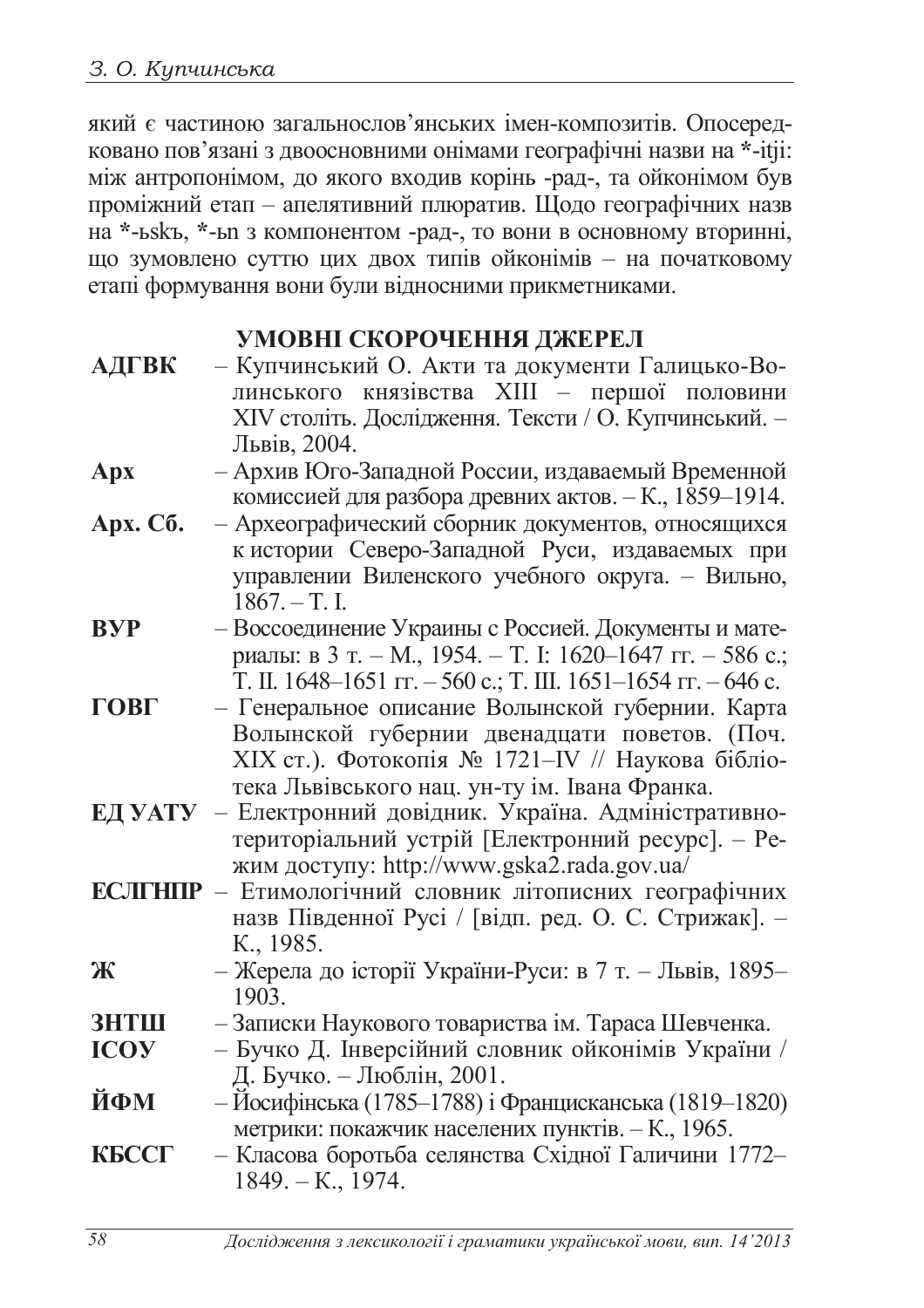який є частиною загальнослов'янських імен-композитів. Опосередковано пов'язані з двоосновними онімами географічні назви на *-itji: між антропонімом, до якого входив корінь -рад-, та ойконімом був проміжний етап – апелятивний плюратив. Щодо географічних назв на *-ьskъ, *-ьn з компонентом -рад-, то вони в основному вторинні, що зумовлено суттю цих двох типів ойконімів – на початковому етапі формування вони були відносними прикметниками.

## УМОВНІ СКОРОЧЕННЯ ДЖЕРЕЛ

**АДГВК** – Купчинський О. Акти та документи Галицько-Волинського князівства XIII – першої половини XIV століть. Дослідження. Тексти / О. Купчинський. – Львів, 2004.

**Арх** – Архив Юго-Западной России, издаваемый Временной комиссией для разбора древних актов. – К., 1859–1914.

**Арх. Сб.** – Археографический сборник документов, относящихся к истории Северо-Западной Руси, издаваемых при управлении Виленского учебного округа. – Вильно, 1867. – Т. I.

**ВУР** – Воссоединение Украины с Россией. Документы и материалы: в 3 т. – М., 1954. – Т. I: 1620–1647 гг. – 586 с.; Т. II. 1648–1651 гг. – 560 с.; Т. III. 1651–1654 гг. – 646 с.

**ГОВГ** – Генеральное описание Волынской губернии. Карта Волынской губернии двенадцати поветов. (Поч. XIX ст.). Фотокопія № 1721–IV // Наукова бібліотека Львівського нац. ун-ту ім. Івана Франка.

**ЕД УАТУ** – Електронний довідник. Україна. Адміністративно-територіальний устрій [Електронний ресурс]. – Режим доступу: http://www.gska2.rada.gov.ua/

**ЕСЛГНПР** – Етимологічний словник літописних географічних назв Південної Русі / [відп. ред. О. С. Стрижак]. – К., 1985.

**Ж** – Жерела до історії України-Руси: в 7 т. – Львів, 1895–1903.

**ЗНТШ** – Записки Наукового товариства ім. Тараса Шевченка.

**ІСОУ** – Бучко Д. Інверсійний словник ойконімів України / Д. Бучко. – Люблін, 2001.

**ЙФМ** – Йосифінська (1785–1788) і Францисканська (1819–1820) метрики: покажчик населених пунктів. – К., 1965.

**КБССГ** – Класова боротьба селянства Східної Галичини 1772–1849. – К., 1974.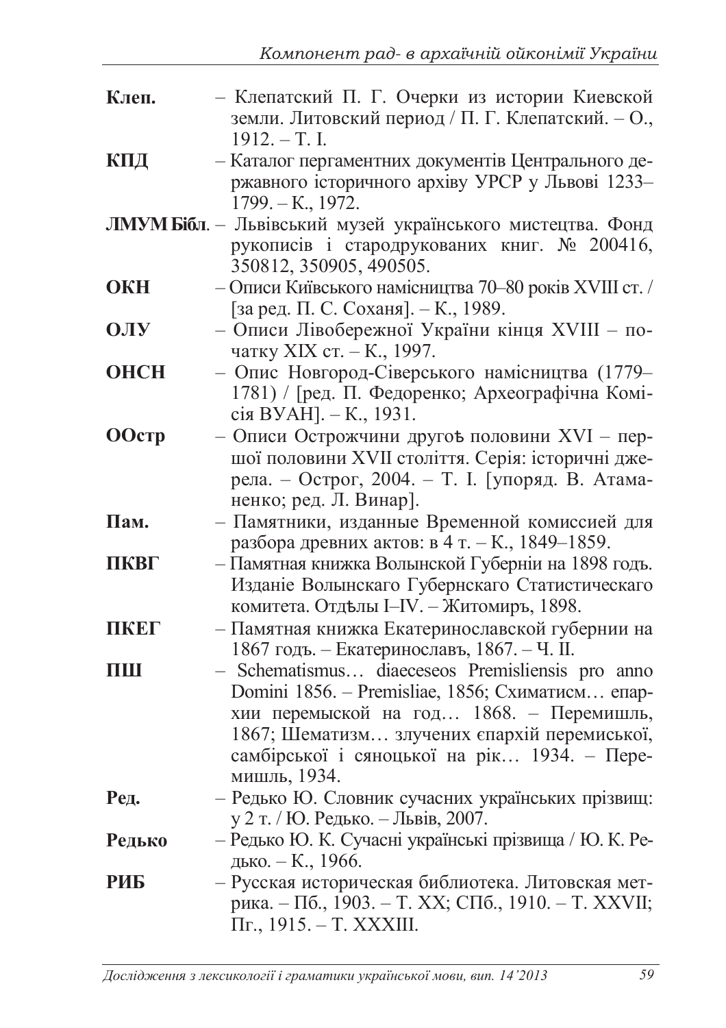**Клеп.** – Клепатский П. Г. Очерки из истории Киевской земли. Литовский период / П. Г. Клепатский. – О., 1912. – Т. I.

**КПД** – Каталог пергаментних документів Центрального державного історичного архіву УРСР у Львові 1233–1799. – К., 1972.

**ЛМУМ Бібл**. – Львівський музей українського мистецтва. Фонд рукописів і стародрукованих книг. № 200416, 350812, 350905, 490505.

**ОКН** – Описи Київського намісництва 70–80 років XVIII ст. / [за ред. П. С. Соханя]. – К., 1989.

**ОЛУ** – Описи Лівобережної України кінця XVIII – початку XIX ст. – К., 1997.

**ОНСН** – Опис Новгород-Сіверського намісництва (1779–1781) / [ред. П. Федоренко; Археографічна Комісія ВУАН]. – К., 1931.

**ООстр** – Описи Острожчини другоѣ половини XVI – першої половини XVII століття. Серія: історичні джерела. – Острог, 2004. – Т. I. [упоряд. В. Атаманенко; ред. Л. Винар].

**Пам.** – Памятники, изданные Временной комиссией для разбора древних актов: в 4 т. – К., 1849–1859.

**ПКВГ** – Памятная книжка Волынской Губерніи на 1898 годъ. Изданіе Волынскаго Губернскаго Статистическаго комитета. Отдѣлы I–IV. – Житомиръ, 1898.

**ПКЕГ** – Памятная книжка Екатеринославской губернии на 1867 годъ. – Екатеринославъ, 1867. – Ч. II.

**ПШ** – Schematismus… diaeceseos Premisliensis pro anno Domini 1856. – Premisliae, 1856; Схиматисм… епархии перемыской на год… 1868. – Перемишль, 1867; Шематизм… злучених єпархій перемиської, самбірської і сяноцької на рік… 1934. – Перемишль, 1934.

**Ред.** – Редько Ю. Словник сучасних українських прізвищ: у 2 т. / Ю. Редько. – Львів, 2007.

**Редько** – Редько Ю. К. Сучасні українські прізвища / Ю. К. Редько. – К., 1966.

**РИБ** – Русская историческая библиотека. Литовская метрика. – Пб., 1903. – Т. XX; СПб., 1910. – Т. XXVII; Пг., 1915. – Т. XXXIII.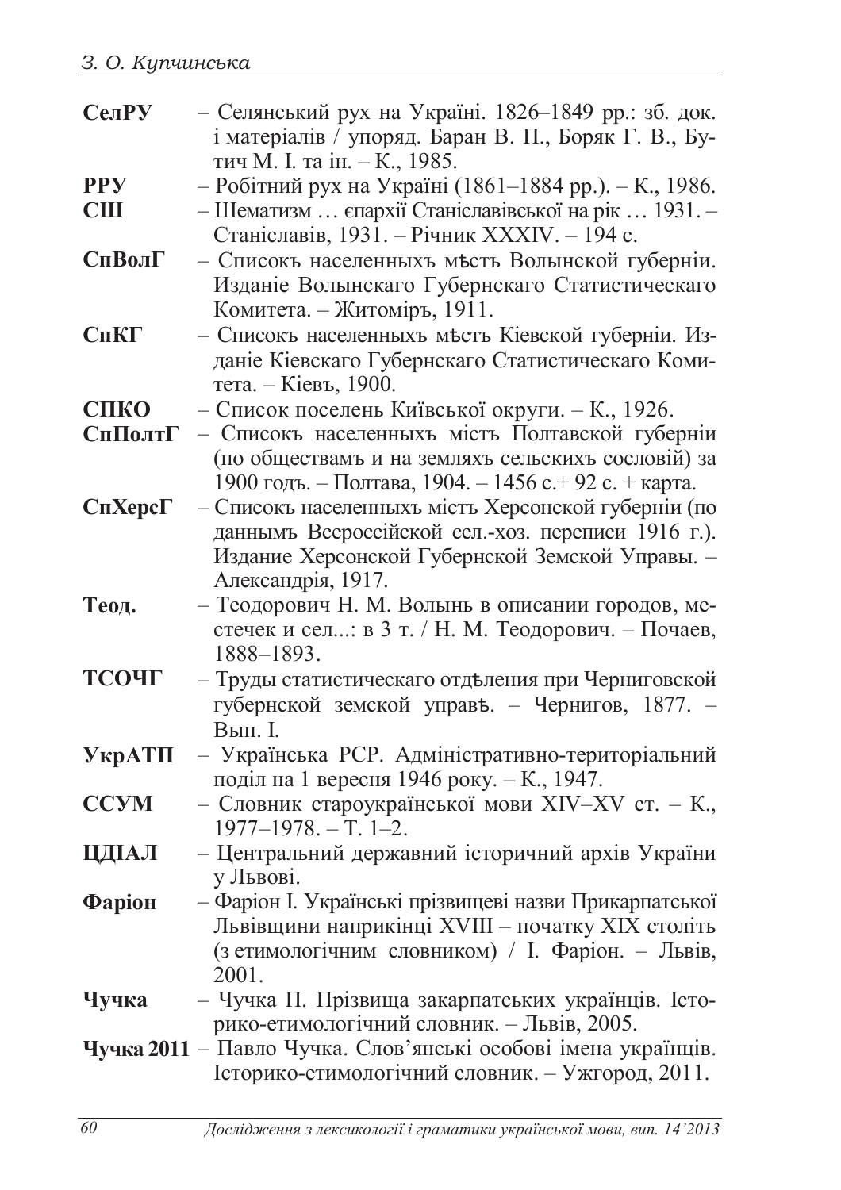**СелРУ** – Селянський рух на Україні. 1826–1849 рр.: зб. док. і матеріалів / упоряд. Баран В. П., Боряк Г. В., Бутич М. І. та ін. – К., 1985.

**РРУ** – Робітний рух на Україні (1861–1884 рр.). – К., 1986.

**СШ** – Шематизм … єпархії Станіславівської на рік … 1931. – Станіславів, 1931. – Річник XXXIV. – 194 с.

**СпВолГ** – Списокъ населенныхъ мѣстъ Волынской губерніи. Изданіе Волынскаго Губернскаго Статистическаго Комитета. – Житоміръ, 1911.

**СпКГ** – Списокъ населенныхъ мѣстъ Кіевской губерніи. Изданіе Кіевскаго Губернскаго Статистическаго Комитета. – Кіевъ, 1900.

**СПКО** – Список поселень Київської округи. – К., 1926.

**СпПолтГ** – Списокъ населенныхъ містъ Полтавской губерніи (по обществамъ и на земляхъ сельскихъ сословій) за 1900 годъ. – Полтава, 1904. – 1456 с.+ 92 с. + карта.

**СпХерсГ** – Списокъ населенныхъ містъ Херсонской губерніи (по даннымъ Всероссійской сел.-хоз. переписи 1916 г.). Издание Херсонской Губернской Земской Управы. – Александрія, 1917.

**Теод.** – Теодорович Н. М. Волынь в описании городов, местечек и сел...: в 3 т. / Н. М. Теодорович. – Почаев, 1888–1893.

**ТСОЧГ** – Труды статистическаго отдѣления при Черниговской губернской земской управѣ. – Чернигов, 1877. – Вып. I.

**УкрАТП** – Українська РСР. Адміністративно-територіальний поділ на 1 вересня 1946 року. – К., 1947.

**ССУМ** – Словник староукраїнської мови XIV–XV ст. – К., 1977–1978. – Т. 1–2.

**ЦДІАЛ** – Центральний державний історичний архів України у Львові.

**Фаріон** – Фаріон І. Українські прізвищеві назви Прикарпатської Львівщини наприкінці XVIII – початку XIX століть (з етимологічним словником) / І. Фаріон. – Львів, 2001.

**Чучка** – Чучка П. Прізвища закарпатських українців. Історико-етимологічний словник. – Львів, 2005.

**Чучка 2011** – Павло Чучка. Слов'янські особові імена українців. Історико-етимологічний словник. – Ужгород, 2011.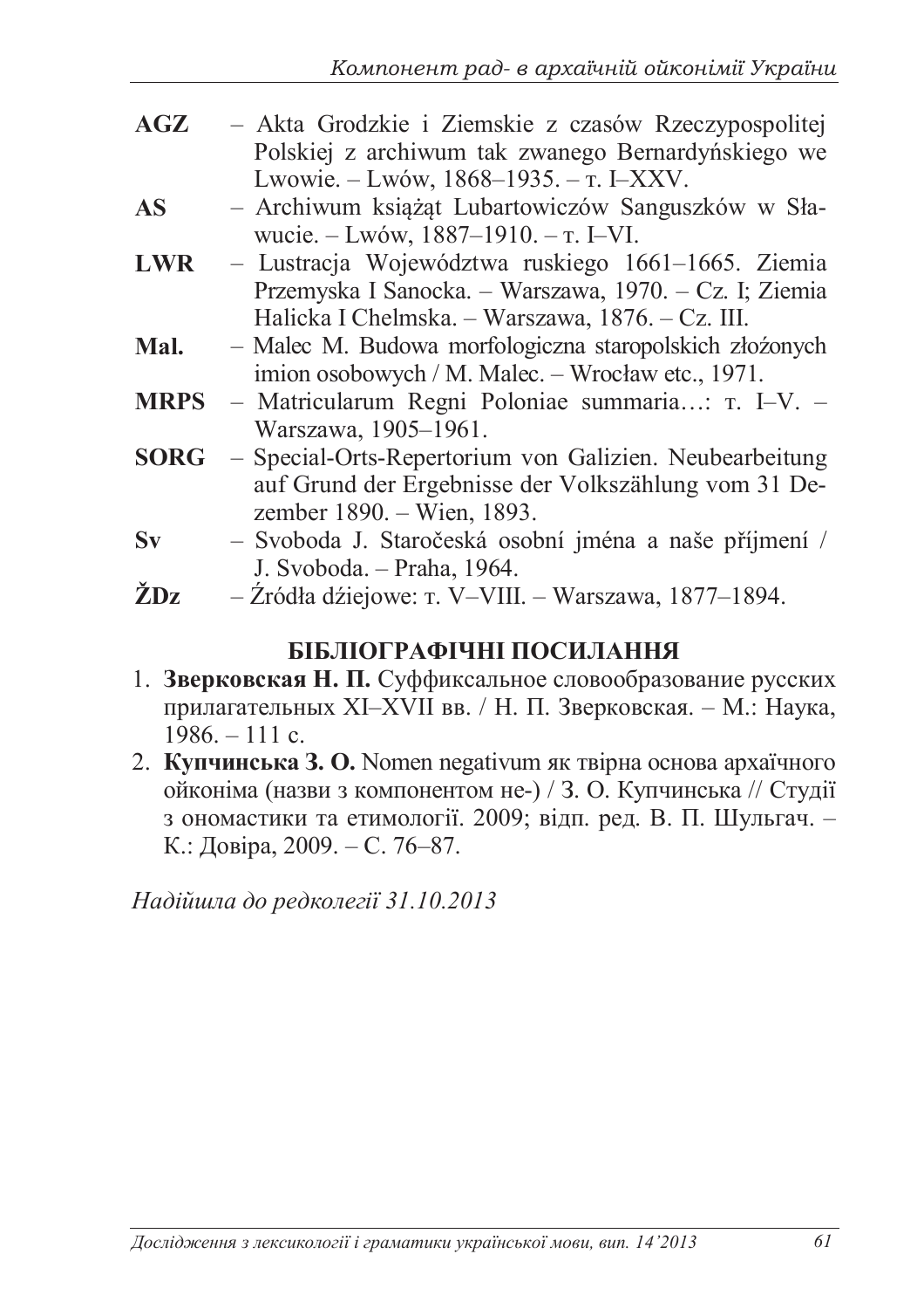**AGZ** – Akta Grodzkie i Ziemskie z czasów Rzeczypospolitej Polskiej z archiwum tak zwanego Bernardyńskiego we Lwowie. – Lwów, 1868–1935. – т. I–XXV.

**AS** – Archiwum książąt Lubartowiczów Sanguszków w Sławucie. – Lwów, 1887–1910. – т. I–VI.

**LWR** – Lustracja Województwa ruskiego 1661–1665. Ziemia Przemyska I Sanocka. – Warszawa, 1970. – Cz. I; Ziemia Halicka I Chelmska. – Warszawa, 1876. – Cz. III.

**Mal.** – Malec M. Budowa morfologiczna staropolskich złożonych imion osobowych / M. Malec. – Wrocław etc., 1971.

**MRPS** – Matricularum Regni Poloniae summaria…: т. I–V. – Warszawa, 1905–1961.

**SORG** – Special-Orts-Repertorium von Galizien. Neubearbeitung auf Grund der Ergebnisse der Volkszählung vom 31 Dezember 1890. – Wien, 1893.

**Sv** – Svoboda J. Staročeská osobní jména a naše příjmení / J. Svoboda. – Praha, 1964.

**ŽDz** – Źródła dźiejowe: т. V–VIII. – Warszawa, 1877–1894.

## БІБЛІОГРАФІЧНІ ПОСИЛАННЯ

1. **Зверковская Н. П.** Суффиксальное словообразование русских прилагательных XI–XVII вв. / Н. П. Зверковская. – М.: Наука, 1986. – 111 с.
2. **Купчинська З. О.** Nomen negativum як твірна основа архаїчного ойконіма (назви з компонентом не-) / З. О. Купчинська // Студії з ономастики та етимології. 2009; відп. ред. В. П. Шульгач. – К.: Довіра, 2009. – С. 76–87.

*Надійшла до редколегії 31.10.2013*